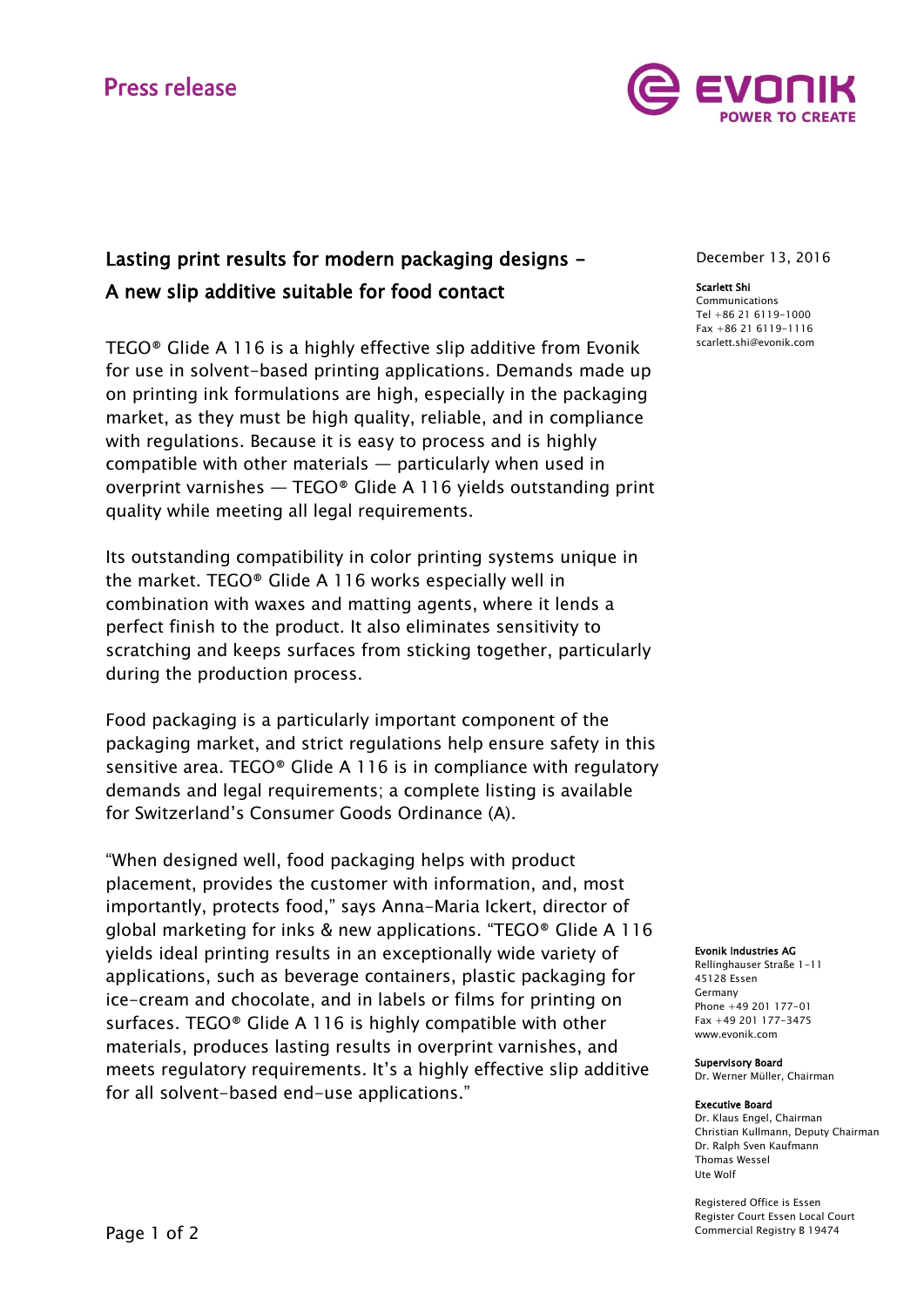# Press release

## Lasting print results for modern packaging designs – A new slip additive suitable for food contact

December 13, 2016

**Scarlett Shi**
Communications
Tel +86 21 6119-1000
Fax +86 21 6119-1116
scarlett.shi@evonik.com

TEGO® Glide A 116 is a highly effective slip additive from Evonik for use in solvent-based printing applications. Demands made up on printing ink formulations are high, especially in the packaging market, as they must be high quality, reliable, and in compliance with regulations. Because it is easy to process and is highly compatible with other materials — particularly when used in overprint varnishes — TEGO® Glide A 116 yields outstanding print quality while meeting all legal requirements.

Its outstanding compatibility in color printing systems unique in the market. TEGO® Glide A 116 works especially well in combination with waxes and matting agents, where it lends a perfect finish to the product. It also eliminates sensitivity to scratching and keeps surfaces from sticking together, particularly during the production process.

Food packaging is a particularly important component of the packaging market, and strict regulations help ensure safety in this sensitive area. TEGO® Glide A 116 is in compliance with regulatory demands and legal requirements; a complete listing is available for Switzerland's Consumer Goods Ordinance (A).

"When designed well, food packaging helps with product placement, provides the customer with information, and, most importantly, protects food," says Anna-Maria Ickert, director of global marketing for inks & new applications. "TEGO® Glide A 116 yields ideal printing results in an exceptionally wide variety of applications, such as beverage containers, plastic packaging for ice-cream and chocolate, and in labels or films for printing on surfaces. TEGO® Glide A 116 is highly compatible with other materials, produces lasting results in overprint varnishes, and meets regulatory requirements. It's a highly effective slip additive for all solvent-based end-use applications."

**Evonik Industries AG**
Rellinghauser Straße 1-11
45128 Essen
Germany
Phone +49 201 177-01
Fax +49 201 177-3475
www.evonik.com

**Supervisory Board**
Dr. Werner Müller, Chairman

**Executive Board**
Dr. Klaus Engel, Chairman
Christian Kullmann, Deputy Chairman
Dr. Ralph Sven Kaufmann
Thomas Wessel
Ute Wolf

Registered Office is Essen
Register Court Essen Local Court
Commercial Registry B 19474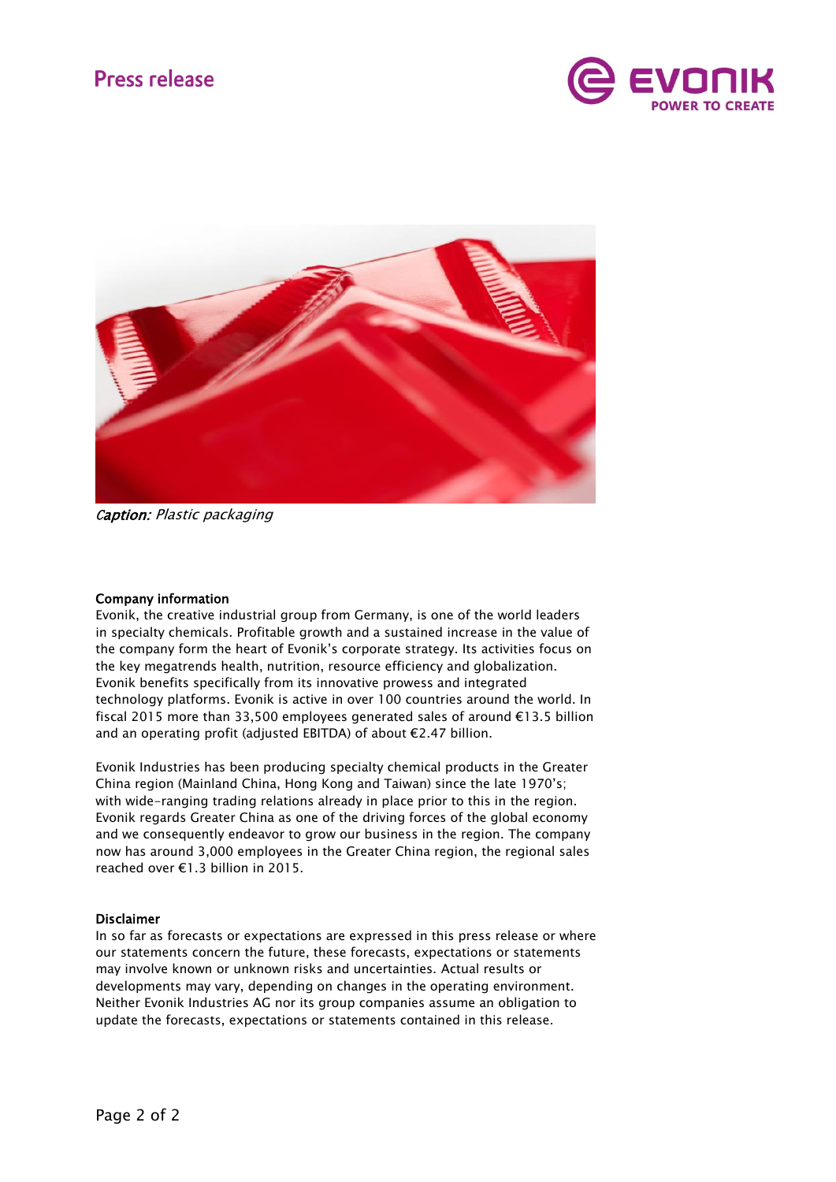*Caption: Plastic packaging*

**Company information**

Evonik, the creative industrial group from Germany, is one of the world leaders in specialty chemicals. Profitable growth and a sustained increase in the value of the company form the heart of Evonik's corporate strategy. Its activities focus on the key megatrends health, nutrition, resource efficiency and globalization. Evonik benefits specifically from its innovative prowess and integrated technology platforms. Evonik is active in over 100 countries around the world. In fiscal 2015 more than 33,500 employees generated sales of around €13.5 billion and an operating profit (adjusted EBITDA) of about €2.47 billion.

Evonik Industries has been producing specialty chemical products in the Greater China region (Mainland China, Hong Kong and Taiwan) since the late 1970's; with wide-ranging trading relations already in place prior to this in the region. Evonik regards Greater China as one of the driving forces of the global economy and we consequently endeavor to grow our business in the region. The company now has around 3,000 employees in the Greater China region, the regional sales reached over €1.3 billion in 2015.

**Disclaimer**

In so far as forecasts or expectations are expressed in this press release or where our statements concern the future, these forecasts, expectations or statements may involve known or unknown risks and uncertainties. Actual results or developments may vary, depending on changes in the operating environment. Neither Evonik Industries AG nor its group companies assume an obligation to update the forecasts, expectations or statements contained in this release.